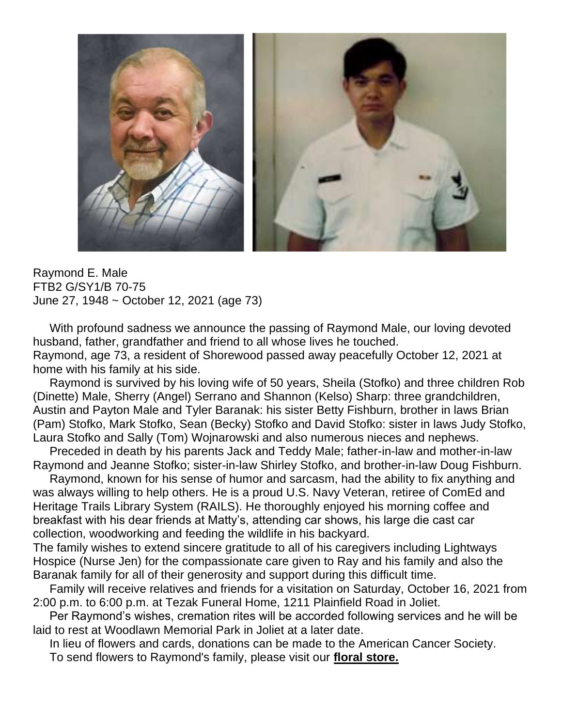Raymond E. Male
FTB2 G/SY1/B 70-75
June 27, 1948 ~ October 12, 2021 (age 73)

With profound sadness we announce the passing of Raymond Male, our loving devoted husband, father, grandfather and friend to all whose lives he touched.
Raymond, age 73, a resident of Shorewood passed away peacefully October 12, 2021 at home with his family at his side.

Raymond is survived by his loving wife of 50 years, Sheila (Stofko) and three children Rob (Dinette) Male, Sherry (Angel) Serrano and Shannon (Kelso) Sharp: three grandchildren, Austin and Payton Male and Tyler Baranak: his sister Betty Fishburn, brother in laws Brian (Pam) Stofko, Mark Stofko, Sean (Becky) Stofko and David Stofko: sister in laws Judy Stofko, Laura Stofko and Sally (Tom) Wojnarowski and also numerous nieces and nephews.

Preceded in death by his parents Jack and Teddy Male; father-in-law and mother-in-law Raymond and Jeanne Stofko; sister-in-law Shirley Stofko, and brother-in-law Doug Fishburn.

Raymond, known for his sense of humor and sarcasm, had the ability to fix anything and was always willing to help others. He is a proud U.S. Navy Veteran, retiree of ComEd and Heritage Trails Library System (RAILS). He thoroughly enjoyed his morning coffee and breakfast with his dear friends at Matty's, attending car shows, his large die cast car collection, woodworking and feeding the wildlife in his backyard.
The family wishes to extend sincere gratitude to all of his caregivers including Lightways Hospice (Nurse Jen) for the compassionate care given to Ray and his family and also the Baranak family for all of their generosity and support during this difficult time.

Family will receive relatives and friends for a visitation on Saturday, October 16, 2021 from 2:00 p.m. to 6:00 p.m. at Tezak Funeral Home, 1211 Plainfield Road in Joliet.

Per Raymond's wishes, cremation rites will be accorded following services and he will be laid to rest at Woodlawn Memorial Park in Joliet at a later date.

In lieu of flowers and cards, donations can be made to the American Cancer Society.

To send flowers to Raymond's family, please visit our **floral store.**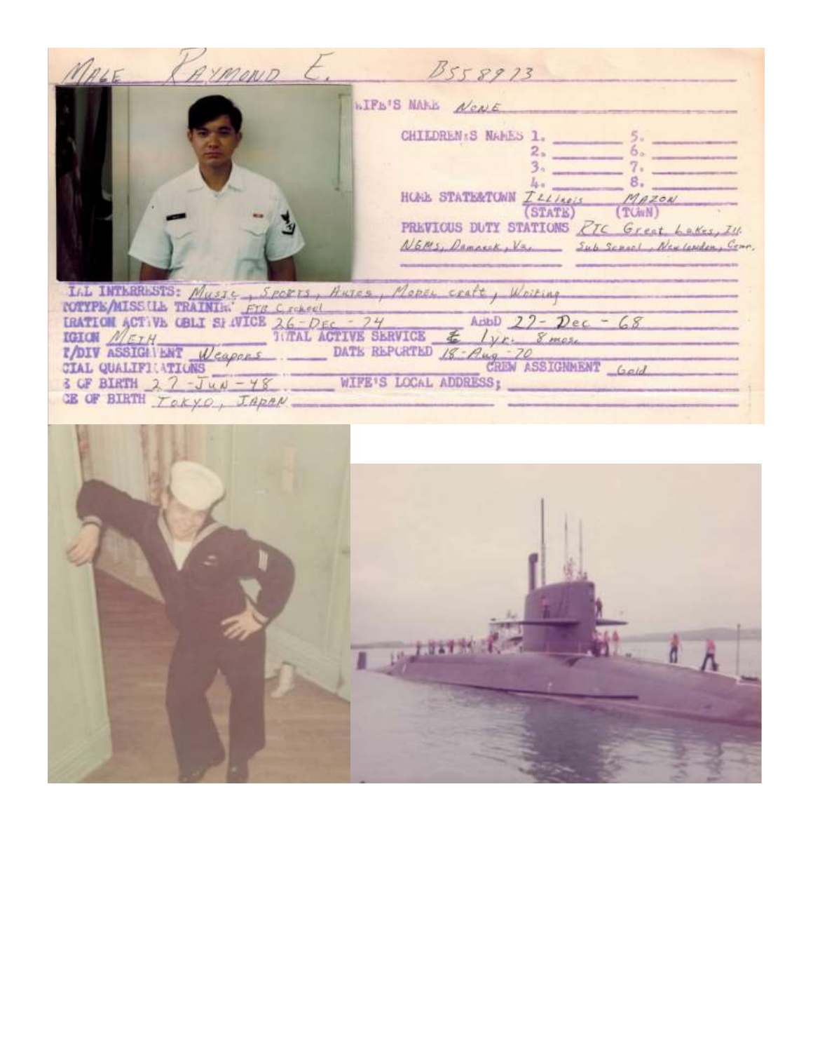MALE RAYMOND E. B558973

WIFE'S NAME None

CHILDREN'S NAMES 1. 2. 3. 4. 5. 6. 7. 8.

HOME STATE&TOWN Illinois MAZON
(STATE) (TOWN)

PREVIOUS DUTY STATIONS RTC Great Lakes, Ill. NEMS, Damneck, Va. Sub School, New London, Conn.

IAL INTERESTS: Music, Sports, Autos, Model craft, Writing

TOTYPE/MISSILE TRAINING FTB C school

IRATION ACTIVE OBLI SERVICE 26-Dec-74 ABBD 27-Dec-68

IGION METH TOTAL ACTIVE SERVICE 1yr. 8mos.

T/DIV ASSIGNMENT Weapons DATE REPORTED 18-Aug-70

CIAL QUALIFICATIONS CREW ASSIGNMENT Gold

E OF BIRTH 27-Jun-48 WIFE'S LOCAL ADDRESS;

CE OF BIRTH TOKYO, JAPAN